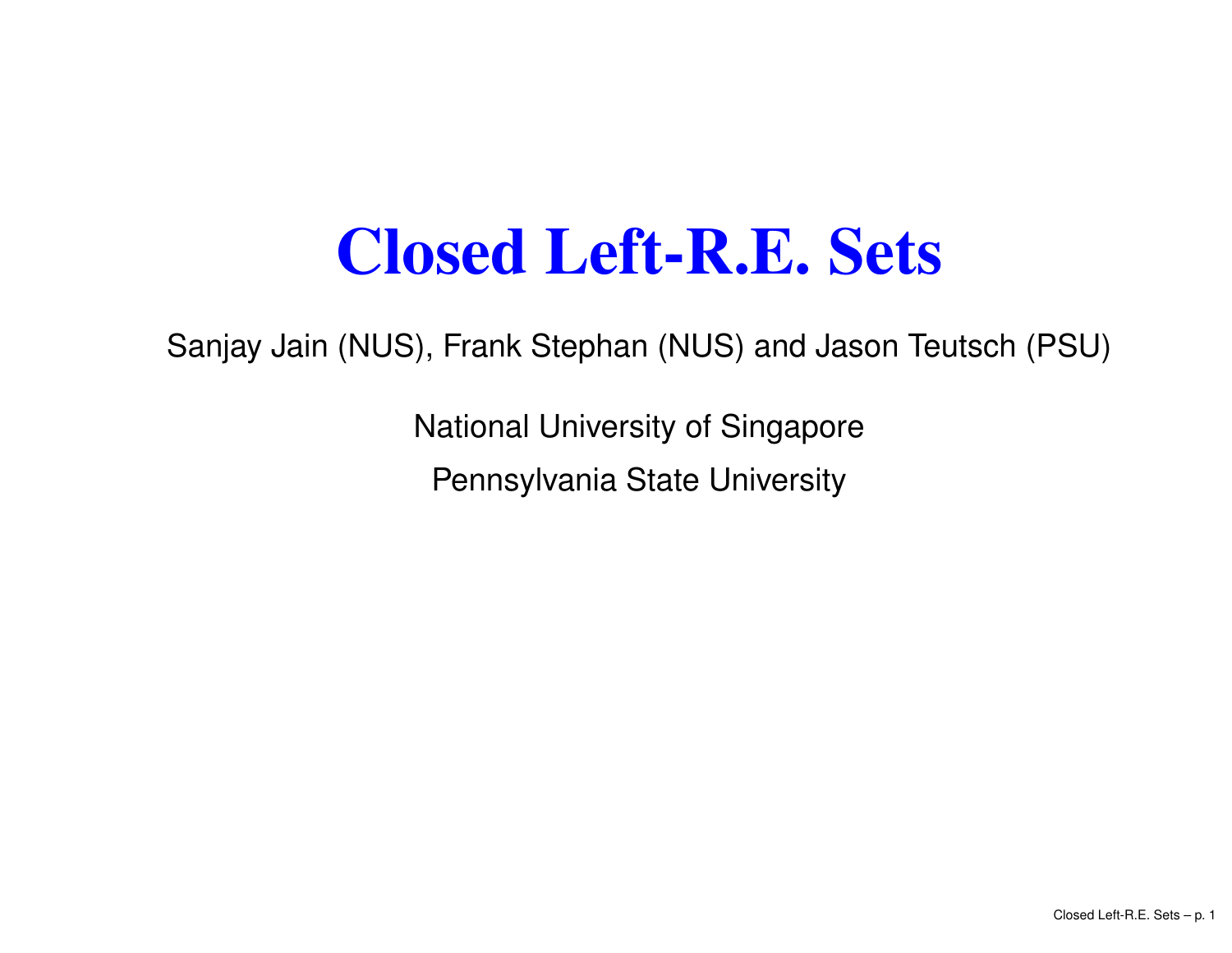# Closed Left-R.E. Sets

Sanjay Jain (NUS), Frank Stephan (NUS) and Jason Teutsch (PSU)

National University of Singapore

Pennsylvania State University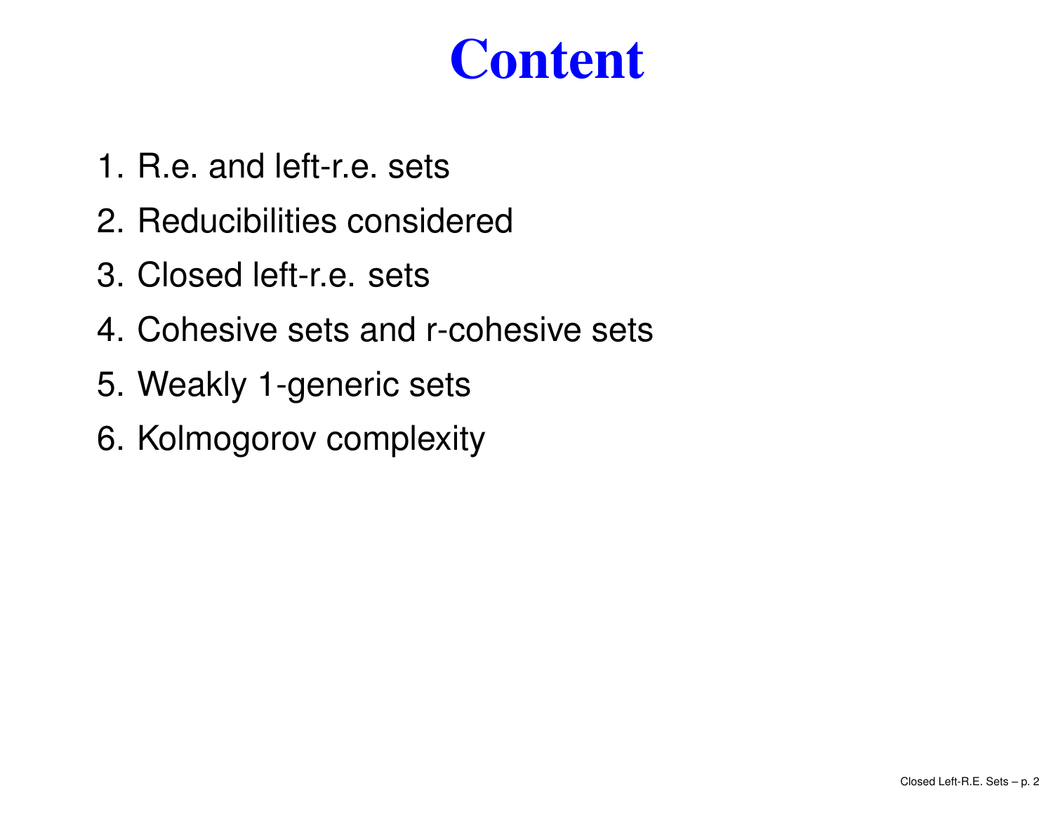# Content

1. R.e. and left-r.e. sets
2. Reducibilities considered
3. Closed left-r.e. sets
4. Cohesive sets and r-cohesive sets
5. Weakly 1-generic sets
6. Kolmogorov complexity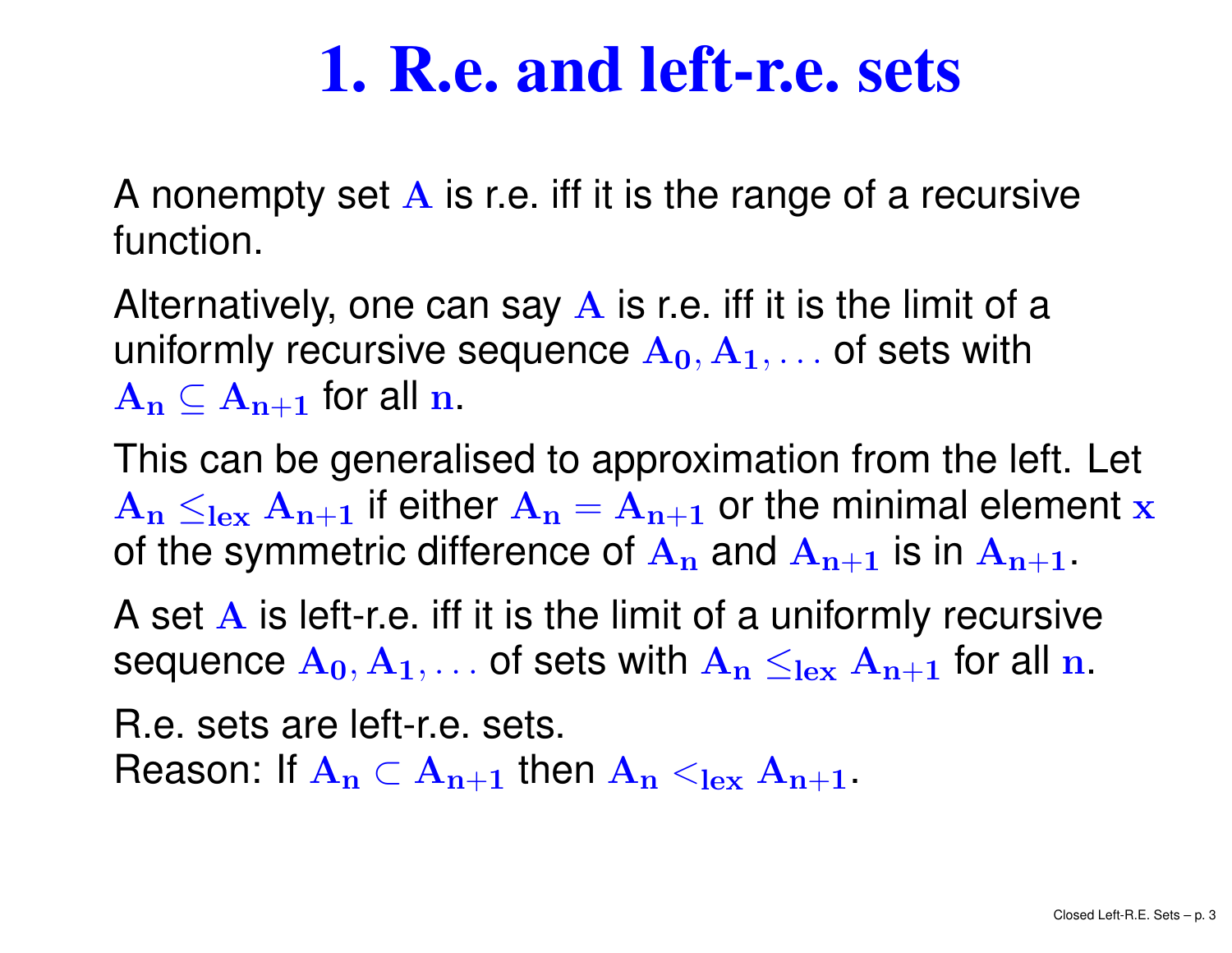# 1. R.e. and left-r.e. sets

A nonempty set $A$ is r.e. iff it is the range of a recursive function.

Alternatively, one can say $A$ is r.e. iff it is the limit of a uniformly recursive sequence $A_0, A_1, \ldots$ of sets with $A_n \subseteq A_{n+1}$ for all $n$.

This can be generalised to approximation from the left. Let $A_n \leq_{lex} A_{n+1}$ if either $A_n = A_{n+1}$ or the minimal element $x$ of the symmetric difference of $A_n$ and $A_{n+1}$ is in $A_{n+1}$.

A set $A$ is left-r.e. iff it is the limit of a uniformly recursive sequence $A_0, A_1, \ldots$ of sets with $A_n \leq_{lex} A_{n+1}$ for all $n$.

R.e. sets are left-r.e. sets.  
Reason: If $A_n \subset A_{n+1}$ then $A_n <_{lex} A_{n+1}$.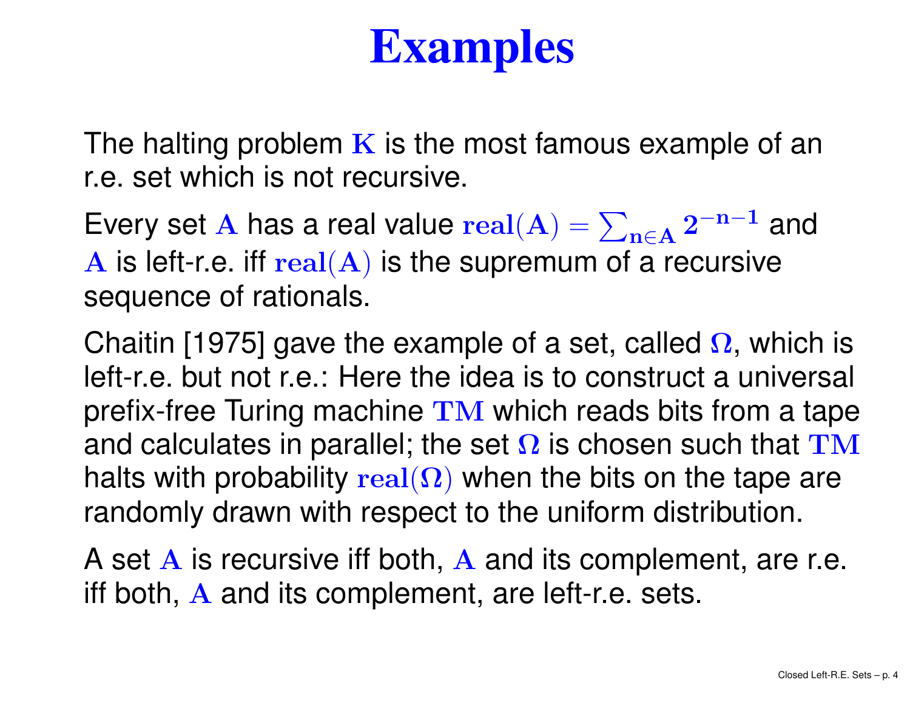# Examples

The halting problem $\mathbf{K}$ is the most famous example of an r.e. set which is not recursive.

Every set $\mathbf{A}$ has a real value $\mathbf{real(A)} = \sum_{\mathbf{n} \in \mathbf{A}} \mathbf{2^{-n-1}}$ and $\mathbf{A}$ is left-r.e. iff $\mathbf{real(A)}$ is the supremum of a recursive sequence of rationals.

Chaitin [1975] gave the example of a set, called $\mathbf{\Omega}$, which is left-r.e. but not r.e.: Here the idea is to construct a universal prefix-free Turing machine $\mathbf{TM}$ which reads bits from a tape and calculates in parallel; the set $\mathbf{\Omega}$ is chosen such that $\mathbf{TM}$ halts with probability $\mathbf{real(\Omega)}$ when the bits on the tape are randomly drawn with respect to the uniform distribution.

A set $\mathbf{A}$ is recursive iff both, $\mathbf{A}$ and its complement, are r.e. iff both, $\mathbf{A}$ and its complement, are left-r.e. sets.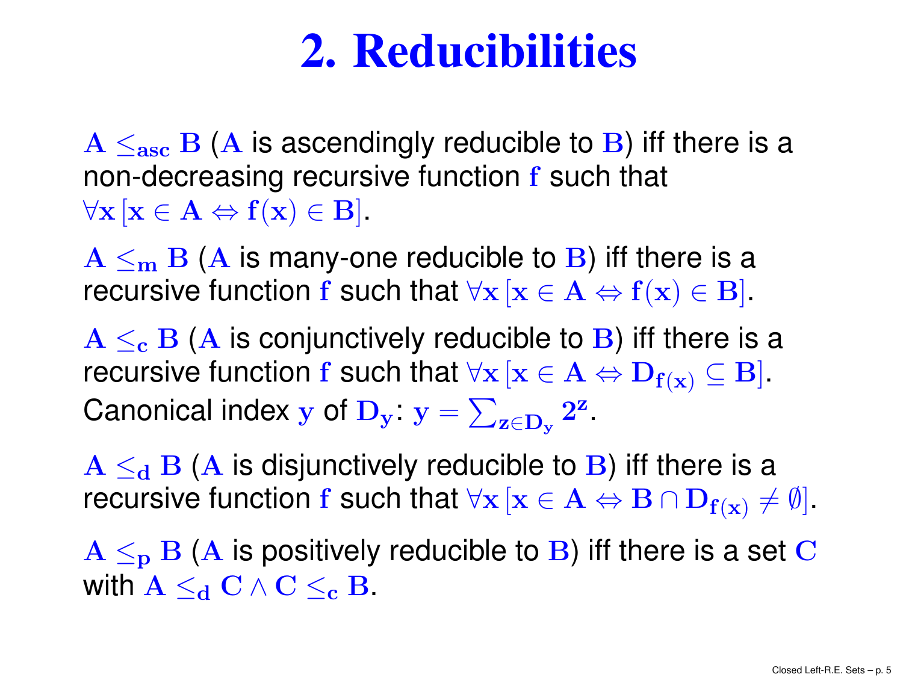# 2. Reducibilities

$A \leq_{asc} B$ ($A$ is ascendingly reducible to $B$) iff there is a non-decreasing recursive function $f$ such that $\forall x \, [x \in A \Leftrightarrow f(x) \in B]$.

$A \leq_{m} B$ ($A$ is many-one reducible to $B$) iff there is a recursive function $f$ such that $\forall x \, [x \in A \Leftrightarrow f(x) \in B]$.

$A \leq_{c} B$ ($A$ is conjunctively reducible to $B$) iff there is a recursive function $f$ such that $\forall x \, [x \in A \Leftrightarrow D_{f(x)} \subseteq B]$. Canonical index $y$ of $D_y$: $y = \sum_{z \in D_y} 2^z$.

$A \leq_{d} B$ ($A$ is disjunctively reducible to $B$) iff there is a recursive function $f$ such that $\forall x \, [x \in A \Leftrightarrow B \cap D_{f(x)} \neq \emptyset]$.

$A \leq_{p} B$ ($A$ is positively reducible to $B$) iff there is a set $C$ with $A \leq_{d} C \wedge C \leq_{c} B$.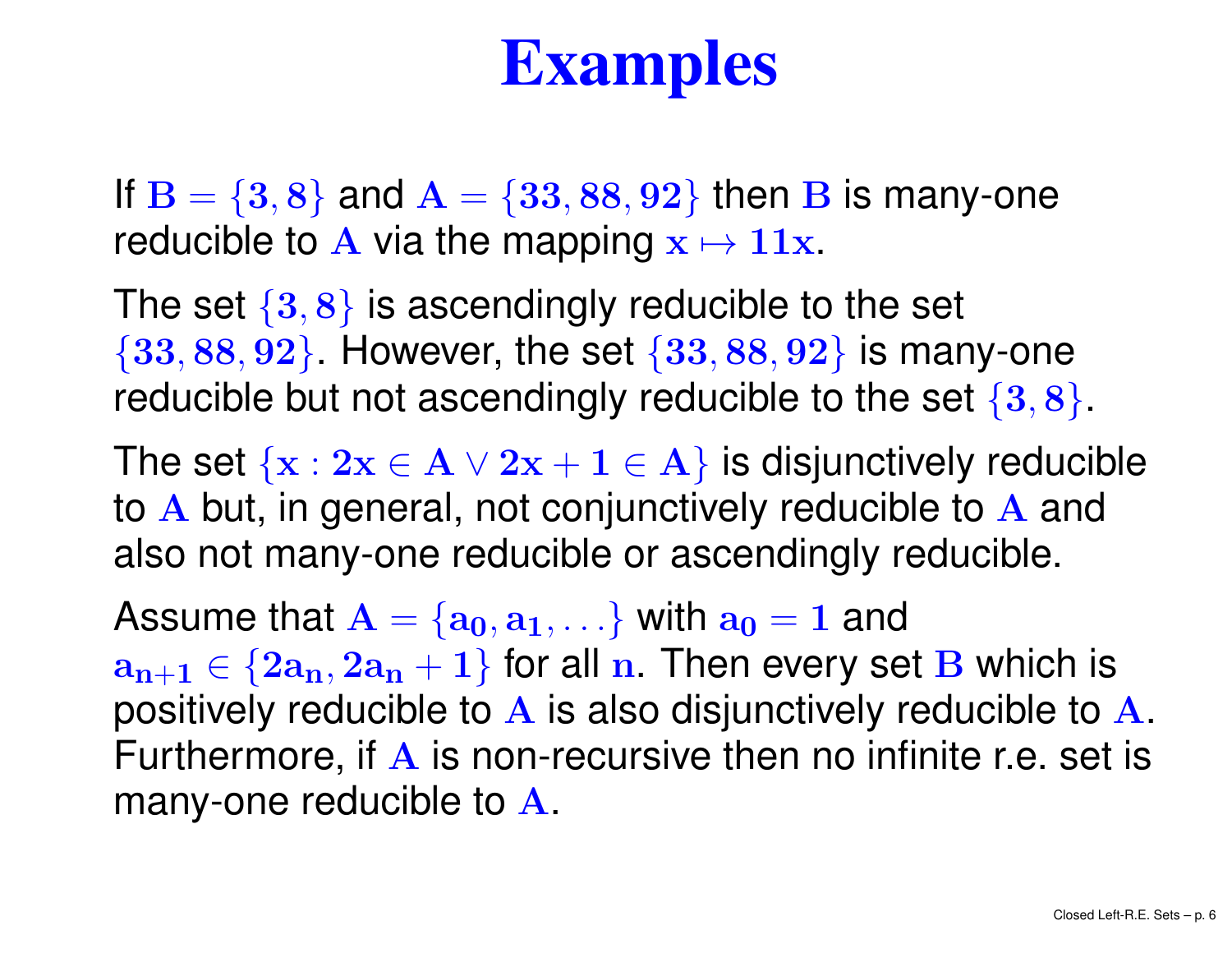# Examples

If $\mathbf{B} = \{3, 8\}$ and $\mathbf{A} = \{33, 88, 92\}$ then $\mathbf{B}$ is many-one reducible to $\mathbf{A}$ via the mapping $\mathbf{x} \mapsto \mathbf{11x}$.

The set $\{3, 8\}$ is ascendingly reducible to the set $\{33, 88, 92\}$. However, the set $\{33, 88, 92\}$ is many-one reducible but not ascendingly reducible to the set $\{3, 8\}$.

The set $\{\mathbf{x} : \mathbf{2x} \in \mathbf{A} \vee \mathbf{2x+1} \in \mathbf{A}\}$ is disjunctively reducible to $\mathbf{A}$ but, in general, not conjunctively reducible to $\mathbf{A}$ and also not many-one reducible or ascendingly reducible.

Assume that $\mathbf{A} = \{\mathbf{a_0}, \mathbf{a_1}, \ldots\}$ with $\mathbf{a_0} = \mathbf{1}$ and $\mathbf{a_{n+1}} \in \{\mathbf{2a_n}, \mathbf{2a_n+1}\}$ for all $\mathbf{n}$. Then every set $\mathbf{B}$ which is positively reducible to $\mathbf{A}$ is also disjunctively reducible to $\mathbf{A}$. Furthermore, if $\mathbf{A}$ is non-recursive then no infinite r.e. set is many-one reducible to $\mathbf{A}$.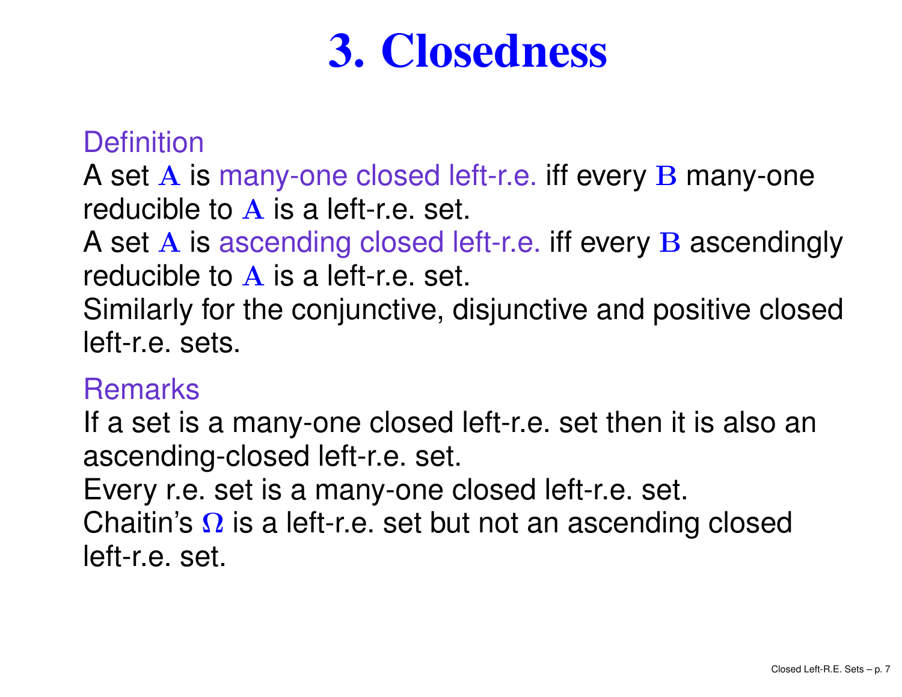# 3. Closedness

Definition

A set $A$ is many-one closed left-r.e. iff every $B$ many-one reducible to $A$ is a left-r.e. set.

A set $A$ is ascending closed left-r.e. iff every $B$ ascendingly reducible to $A$ is a left-r.e. set.

Similarly for the conjunctive, disjunctive and positive closed left-r.e. sets.

Remarks

If a set is a many-one closed left-r.e. set then it is also an ascending-closed left-r.e. set.

Every r.e. set is a many-one closed left-r.e. set.

Chaitin's $\Omega$ is a left-r.e. set but not an ascending closed left-r.e. set.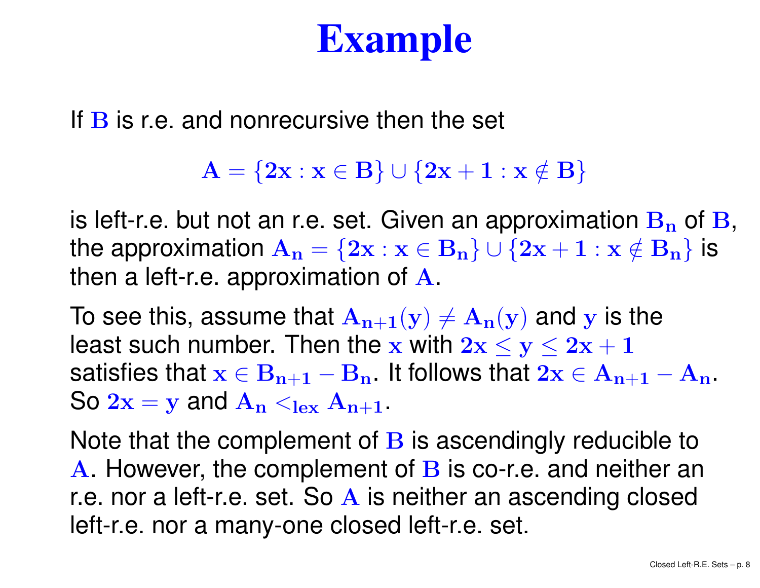# Example

If $\mathbf{B}$ is r.e. and nonrecursive then the set

$$\mathbf{A} = \{\mathbf{2x} : \mathbf{x} \in \mathbf{B}\} \cup \{\mathbf{2x+1} : \mathbf{x} \notin \mathbf{B}\}$$

is left-r.e. but not an r.e. set. Given an approximation $\mathbf{B_n}$ of $\mathbf{B}$, the approximation $\mathbf{A_n} = \{\mathbf{2x} : \mathbf{x} \in \mathbf{B_n}\} \cup \{\mathbf{2x+1} : \mathbf{x} \notin \mathbf{B_n}\}$ is then a left-r.e. approximation of $\mathbf{A}$.

To see this, assume that $\mathbf{A_{n+1}(y)} \neq \mathbf{A_n(y)}$ and $\mathbf{y}$ is the least such number. Then the $\mathbf{x}$ with $\mathbf{2x} \leq \mathbf{y} \leq \mathbf{2x+1}$ satisfies that $\mathbf{x} \in \mathbf{B_{n+1}} - \mathbf{B_n}$. It follows that $\mathbf{2x} \in \mathbf{A_{n+1}} - \mathbf{A_n}$. So $\mathbf{2x} = \mathbf{y}$ and $\mathbf{A_n} <_{\mathbf{lex}} \mathbf{A_{n+1}}$.

Note that the complement of $\mathbf{B}$ is ascendingly reducible to $\mathbf{A}$. However, the complement of $\mathbf{B}$ is co-r.e. and neither an r.e. nor a left-r.e. set. So $\mathbf{A}$ is neither an ascending closed left-r.e. nor a many-one closed left-r.e. set.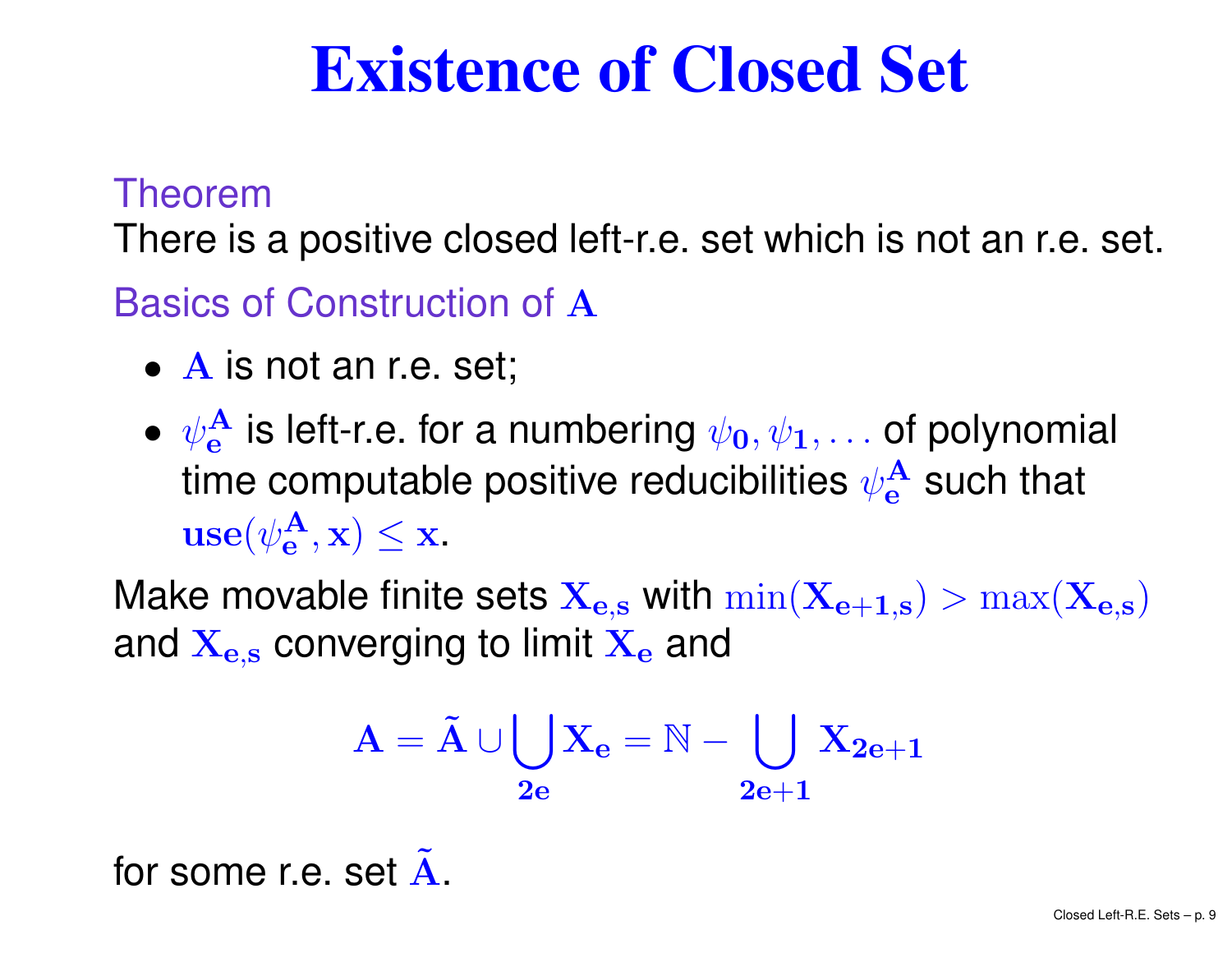# Existence of Closed Set

Theorem

There is a positive closed left-r.e. set which is not an r.e. set.

Basics of Construction of $\mathbf{A}$

- $\mathbf{A}$ is not an r.e. set;
- $\psi_e^{\mathbf{A}}$ is left-r.e. for a numbering $\psi_0, \psi_1, \ldots$ of polynomial time computable positive reducibilities $\psi_e^{\mathbf{A}}$ such that $\mathbf{use}(\psi_e^{\mathbf{A}}, x) \leq x$.

Make movable finite sets $X_{e,s}$ with $\min(X_{e+1,s}) > \max(X_{e,s})$ and $X_{e,s}$ converging to limit $X_e$ and

$$\mathbf{A} = \tilde{\mathbf{A}} \cup \bigcup_{2e} X_e = \mathbb{N} - \bigcup_{2e+1} X_{2e+1}$$

for some r.e. set $\tilde{\mathbf{A}}$.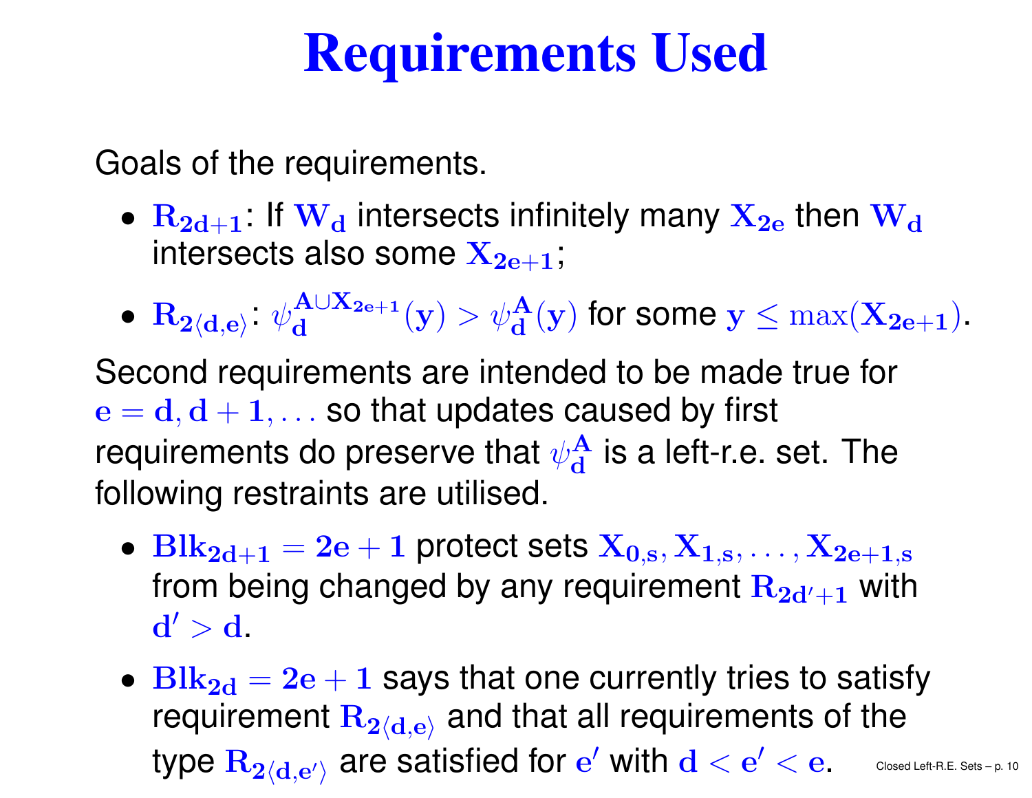# Requirements Used

Goals of the requirements.

- $R_{2d+1}$: If $W_d$ intersects infinitely many $X_{2e}$ then $W_d$ intersects also some $X_{2e+1}$;
- $R_{2\langle d,e\rangle}$: $\psi_d^{A \cup X_{2e+1}}(y) > \psi_d^A(y)$ for some $y \leq \max(X_{2e+1})$.

Second requirements are intended to be made true for $e = d, d+1, \ldots$ so that updates caused by first requirements do preserve that $\psi_d^A$ is a left-r.e. set. The following restraints are utilised.

- $Blk_{2d+1} = 2e+1$ protect sets $X_{0,s}, X_{1,s}, \ldots, X_{2e+1,s}$ from being changed by any requirement $R_{2d'+1}$ with $d' > d$.
- $Blk_{2d} = 2e+1$ says that one currently tries to satisfy requirement $R_{2\langle d,e\rangle}$ and that all requirements of the type $R_{2\langle d,e'\rangle}$ are satisfied for $e'$ with $d < e' < e$.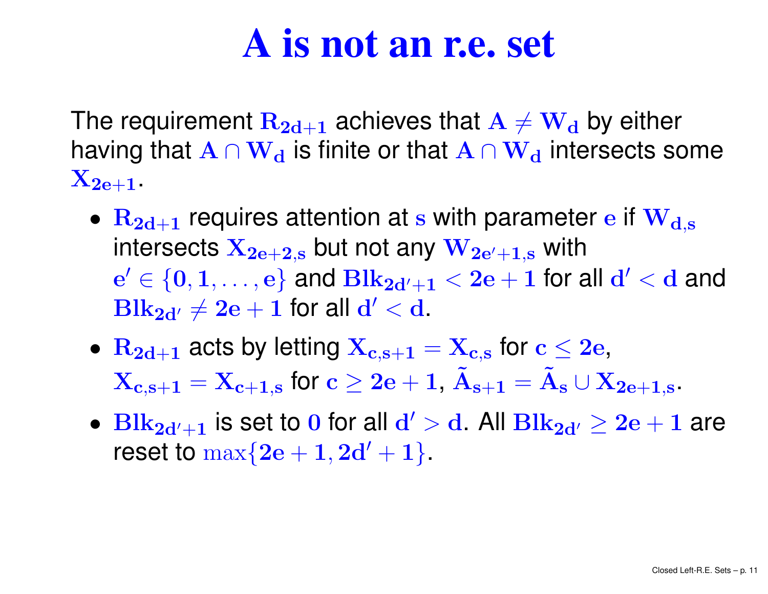# A is not an r.e. set

The requirement $R_{2d+1}$ achieves that $A \neq W_d$ by either having that $A \cap W_d$ is finite or that $A \cap W_d$ intersects some $X_{2e+1}$.

- $R_{2d+1}$ requires attention at $s$ with parameter $e$ if $W_{d,s}$ intersects $X_{2e+2,s}$ but not any $W_{2e'+1,s}$ with $e' \in \{0, 1, \ldots, e\}$ and $Blk_{2d'+1} < 2e + 1$ for all $d' < d$ and $Blk_{2d'} \neq 2e + 1$ for all $d' < d$.
- $R_{2d+1}$ acts by letting $X_{c,s+1} = X_{c,s}$ for $c \leq 2e$, $X_{c,s+1} = X_{c+1,s}$ for $c \geq 2e + 1$, $\tilde{A}_{s+1} = \tilde{A}_s \cup X_{2e+1,s}$.
- $Blk_{2d'+1}$ is set to $0$ for all $d' > d$. All $Blk_{2d'} \geq 2e + 1$ are reset to $\max\{2e + 1, 2d' + 1\}$.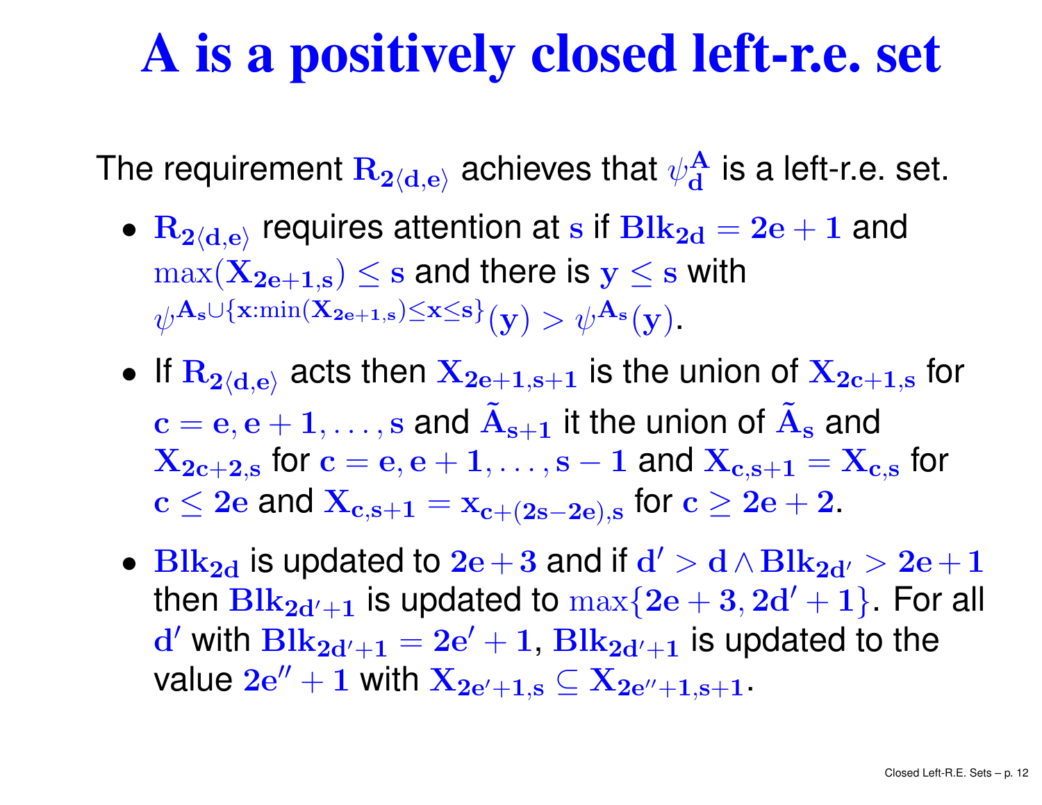# A is a positively closed left-r.e. set

The requirement $R_{2\langle d,e\rangle}$ achieves that $\psi_d^A$ is a left-r.e. set.

- $R_{2\langle d,e\rangle}$ requires attention at $s$ if $Blk_{2d} = 2e+1$ and $\max(X_{2e+1,s}) \leq s$ and there is $y \leq s$ with $\psi^{A_s \cup \{x : \min(X_{2e+1,s}) \leq x \leq s\}}(y) > \psi^{A_s}(y)$.
- If $R_{2\langle d,e\rangle}$ acts then $X_{2e+1,s+1}$ is the union of $X_{2c+1,s}$ for $c = e, e+1, \ldots, s$ and $\tilde{A}_{s+1}$ it the union of $\tilde{A}_s$ and $X_{2c+2,s}$ for $c = e, e+1, \ldots, s-1$ and $X_{c,s+1} = X_{c,s}$ for $c \leq 2e$ and $X_{c,s+1} = x_{c+(2s-2e),s}$ for $c \geq 2e+2$.
- $Blk_{2d}$ is updated to $2e+3$ and if $d' > d \wedge Blk_{2d'} > 2e+1$ then $Blk_{2d'+1}$ is updated to $\max\{2e+3, 2d'+1\}$. For all $d'$ with $Blk_{2d'+1} = 2e'+1$, $Blk_{2d'+1}$ is updated to the value $2e''+1$ with $X_{2e'+1,s} \subseteq X_{2e''+1,s+1}$.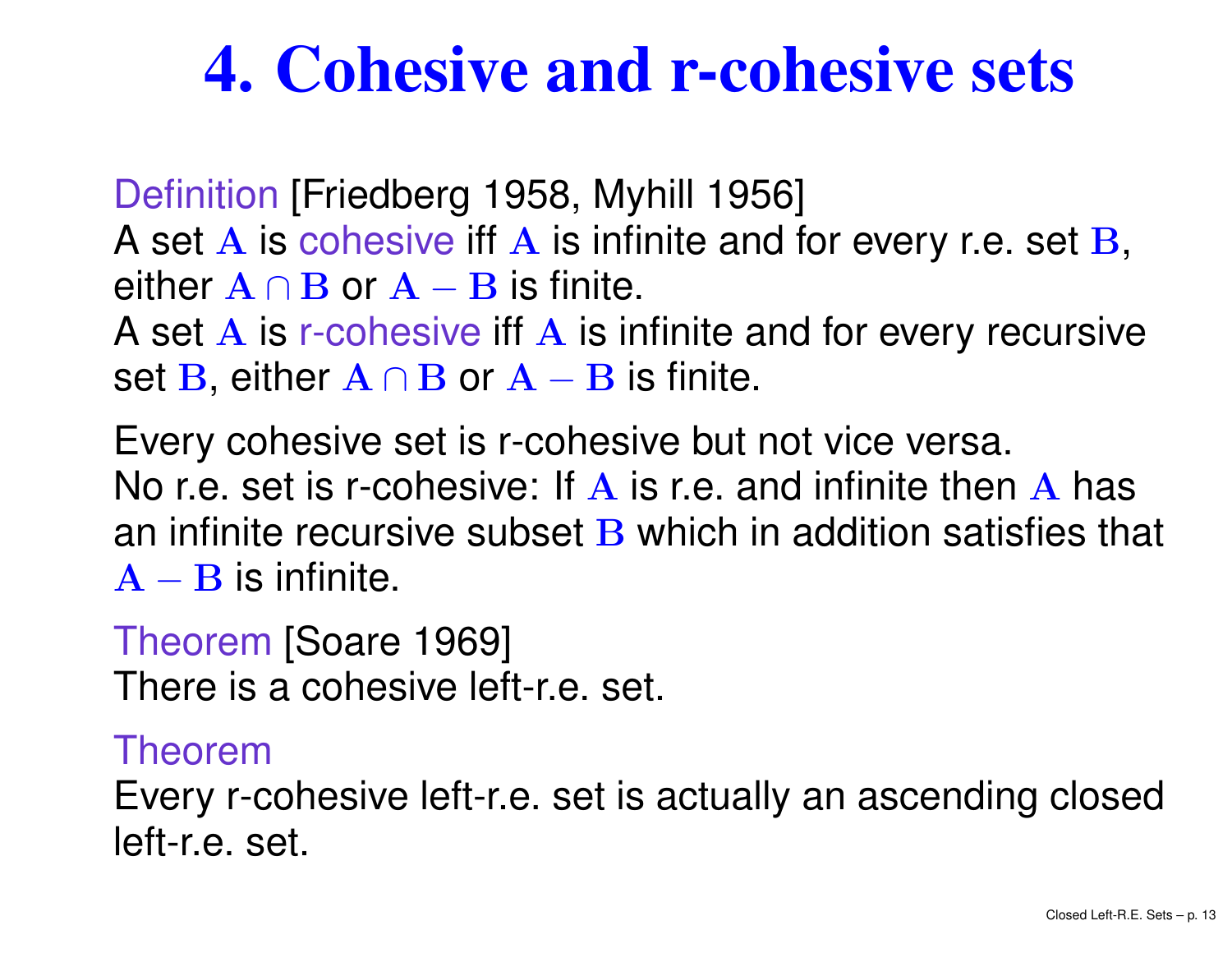# 4. Cohesive and r-cohesive sets

Definition [Friedberg 1958, Myhill 1956]
A set $\mathbf{A}$ is cohesive iff $\mathbf{A}$ is infinite and for every r.e. set $\mathbf{B}$, either $\mathbf{A} \cap \mathbf{B}$ or $\mathbf{A} - \mathbf{B}$ is finite.
A set $\mathbf{A}$ is r-cohesive iff $\mathbf{A}$ is infinite and for every recursive set $\mathbf{B}$, either $\mathbf{A} \cap \mathbf{B}$ or $\mathbf{A} - \mathbf{B}$ is finite.

Every cohesive set is r-cohesive but not vice versa.
No r.e. set is r-cohesive: If $\mathbf{A}$ is r.e. and infinite then $\mathbf{A}$ has an infinite recursive subset $\mathbf{B}$ which in addition satisfies that $\mathbf{A} - \mathbf{B}$ is infinite.

Theorem [Soare 1969]
There is a cohesive left-r.e. set.

Theorem
Every r-cohesive left-r.e. set is actually an ascending closed left-r.e. set.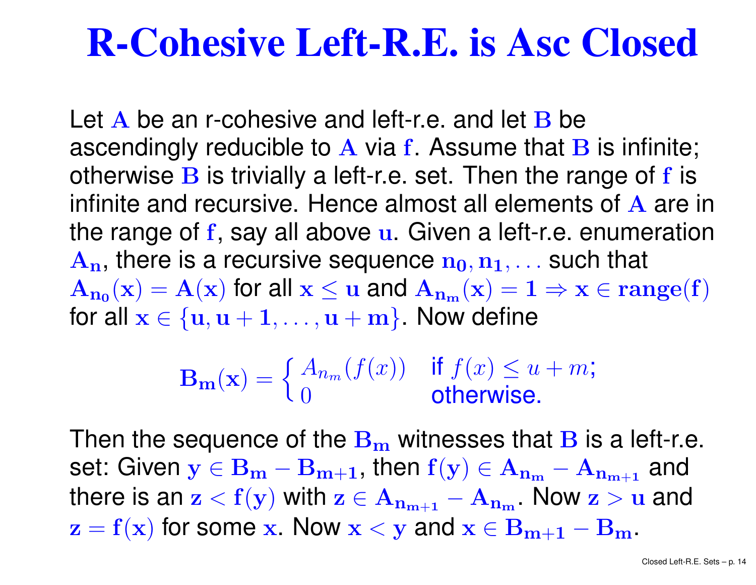# R-Cohesive Left-R.E. is Asc Closed

Let $\mathbf{A}$ be an r-cohesive and left-r.e. and let $\mathbf{B}$ be ascendingly reducible to $\mathbf{A}$ via $\mathbf{f}$. Assume that $\mathbf{B}$ is infinite; otherwise $\mathbf{B}$ is trivially a left-r.e. set. Then the range of $\mathbf{f}$ is infinite and recursive. Hence almost all elements of $\mathbf{A}$ are in the range of $\mathbf{f}$, say all above $\mathbf{u}$. Given a left-r.e. enumeration $\mathbf{A_n}$, there is a recursive sequence $\mathbf{n_0, n_1, \ldots}$ such that $\mathbf{A_{n_0}(x) = A(x)}$ for all $\mathbf{x \leq u}$ and $\mathbf{A_{n_m}(x) = 1 \Rightarrow x \in range(f)}$ for all $\mathbf{x \in \{u, u+1, \ldots, u+m\}}$. Now define

$$\mathbf{B_m(x)} = \begin{cases} A_{n_m}(f(x)) & \text{if } f(x) \leq u+m; \\ 0 & \text{otherwise.} \end{cases}$$

Then the sequence of the $\mathbf{B_m}$ witnesses that $\mathbf{B}$ is a left-r.e. set: Given $\mathbf{y \in B_m - B_{m+1}}$, then $\mathbf{f(y) \in A_{n_m} - A_{n_{m+1}}}$ and there is an $\mathbf{z < f(y)}$ with $\mathbf{z \in A_{n_{m+1}} - A_{n_m}}$. Now $\mathbf{z > u}$ and $\mathbf{z = f(x)}$ for some $\mathbf{x}$. Now $\mathbf{x < y}$ and $\mathbf{x \in B_{m+1} - B_m}$.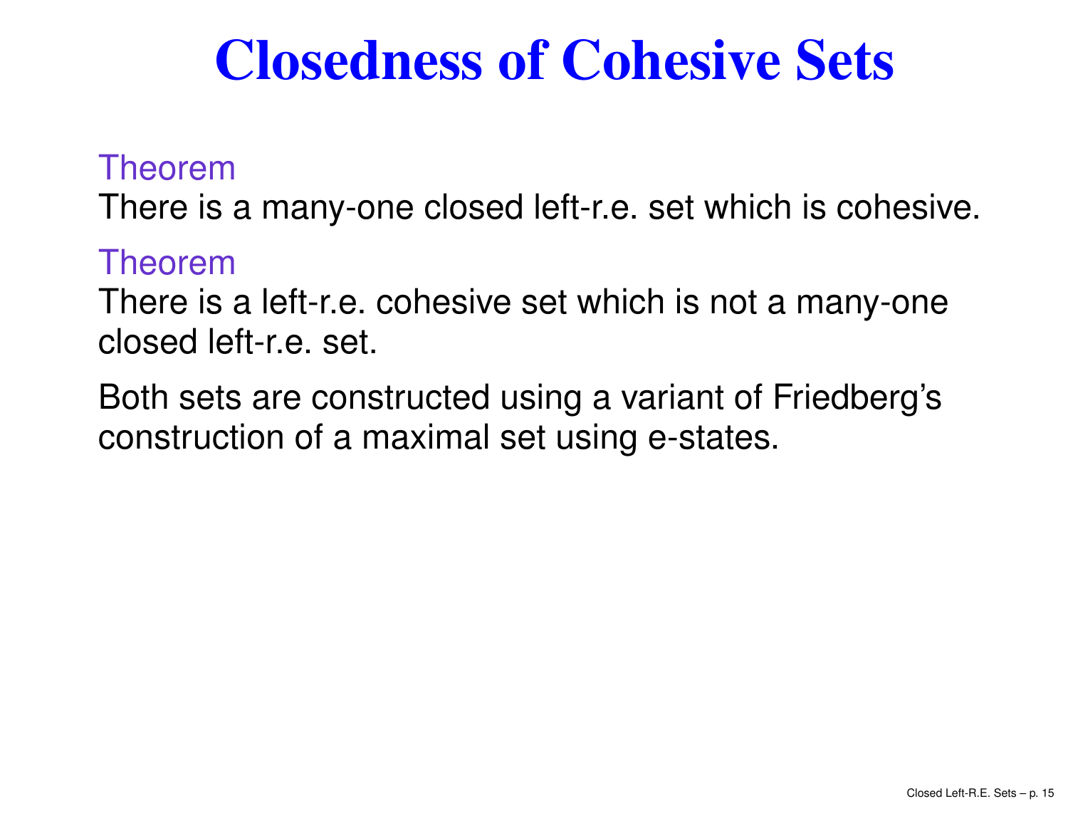# Closedness of Cohesive Sets

**Theorem**

There is a many-one closed left-r.e. set which is cohesive.

**Theorem**

There is a left-r.e. cohesive set which is not a many-one closed left-r.e. set.

Both sets are constructed using a variant of Friedberg's construction of a maximal set using e-states.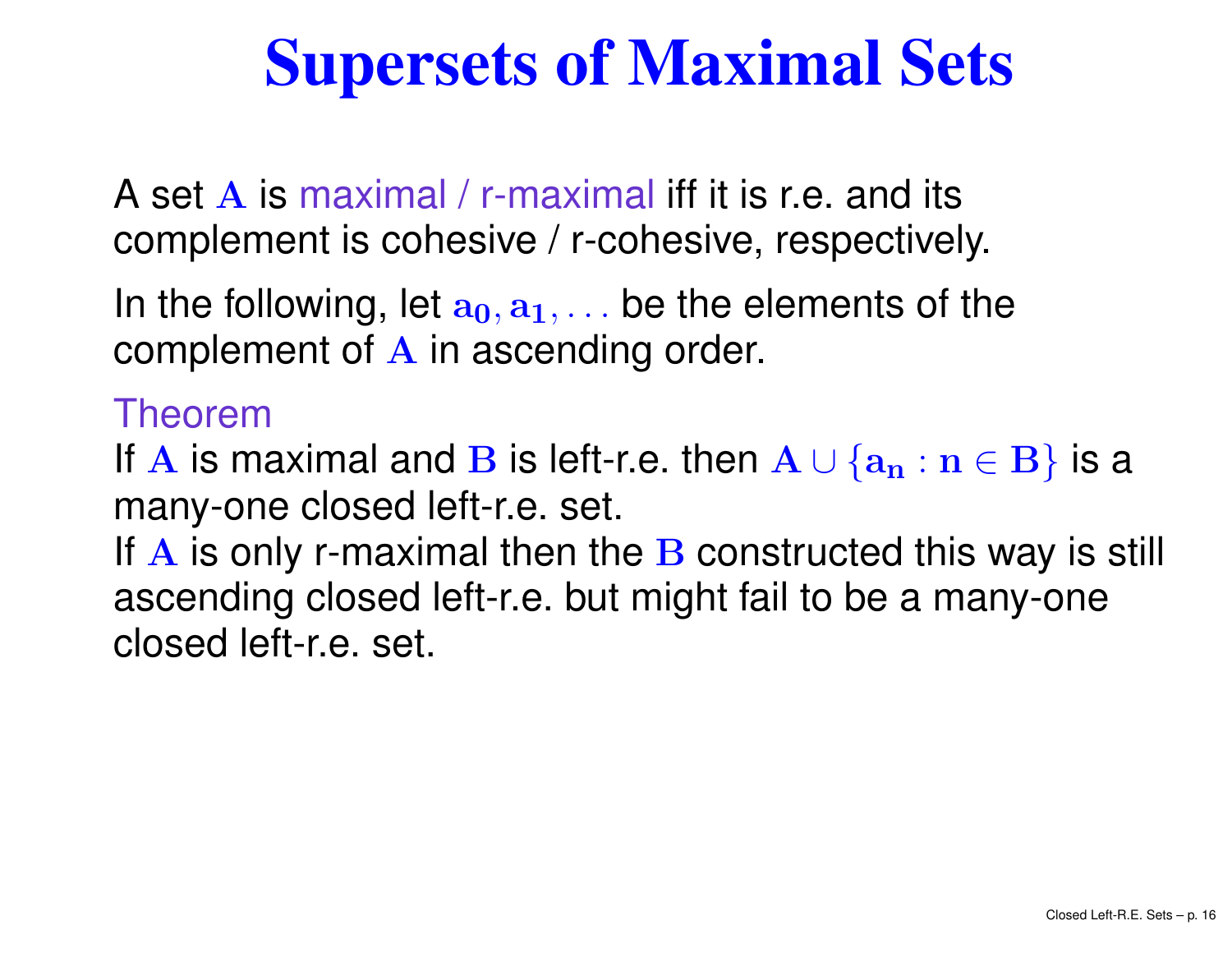# Supersets of Maximal Sets

A set $A$ is maximal / r-maximal iff it is r.e. and its complement is cohesive / r-cohesive, respectively.

In the following, let $a_0, a_1, \ldots$ be the elements of the complement of $A$ in ascending order.

Theorem

If $A$ is maximal and $B$ is left-r.e. then $A \cup \{a_n : n \in B\}$ is a many-one closed left-r.e. set.

If $A$ is only r-maximal then the $B$ constructed this way is still ascending closed left-r.e. but might fail to be a many-one closed left-r.e. set.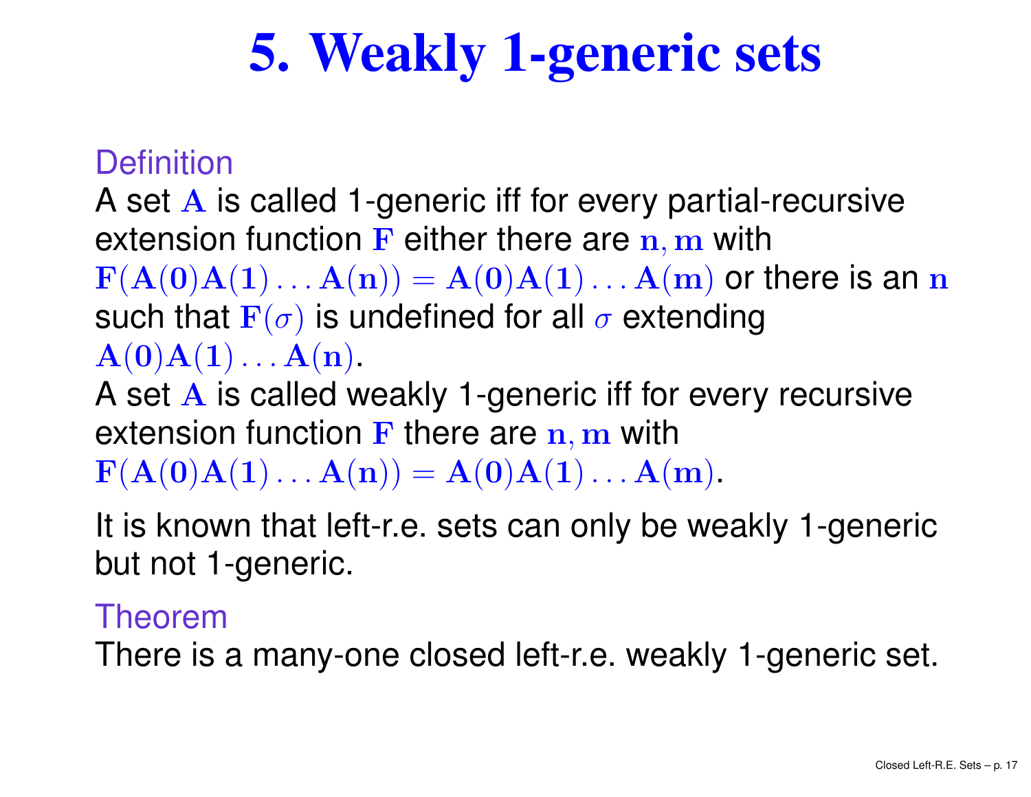# 5. Weakly 1-generic sets

Definition

A set $\mathbf{A}$ is called 1-generic iff for every partial-recursive extension function $\mathbf{F}$ either there are $\mathbf{n}, \mathbf{m}$ with $\mathbf{F}(\mathbf{A}(0)\mathbf{A}(1)\ldots\mathbf{A}(\mathbf{n})) = \mathbf{A}(0)\mathbf{A}(1)\ldots\mathbf{A}(\mathbf{m})$ or there is an $\mathbf{n}$ such that $\mathbf{F}(\sigma)$ is undefined for all $\sigma$ extending $\mathbf{A}(0)\mathbf{A}(1)\ldots\mathbf{A}(\mathbf{n})$.

A set $\mathbf{A}$ is called weakly 1-generic iff for every recursive extension function $\mathbf{F}$ there are $\mathbf{n}, \mathbf{m}$ with $\mathbf{F}(\mathbf{A}(0)\mathbf{A}(1)\ldots\mathbf{A}(\mathbf{n})) = \mathbf{A}(0)\mathbf{A}(1)\ldots\mathbf{A}(\mathbf{m})$.

It is known that left-r.e. sets can only be weakly 1-generic but not 1-generic.

Theorem

There is a many-one closed left-r.e. weakly 1-generic set.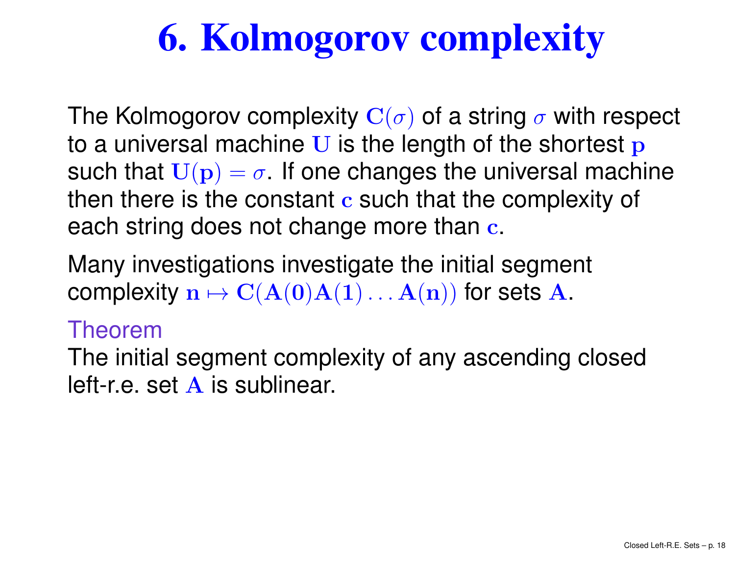# 6. Kolmogorov complexity

The Kolmogorov complexity $\mathbf{C}(\sigma)$ of a string $\sigma$ with respect to a universal machine $\mathbf{U}$ is the length of the shortest $\mathbf{p}$ such that $\mathbf{U}(\mathbf{p}) = \sigma$. If one changes the universal machine then there is the constant $\mathbf{c}$ such that the complexity of each string does not change more than $\mathbf{c}$.

Many investigations investigate the initial segment complexity $\mathbf{n} \mapsto \mathbf{C}(\mathbf{A}(\mathbf{0})\mathbf{A}(\mathbf{1}) \ldots \mathbf{A}(\mathbf{n}))$ for sets $\mathbf{A}$.

Theorem

The initial segment complexity of any ascending closed left-r.e. set $\mathbf{A}$ is sublinear.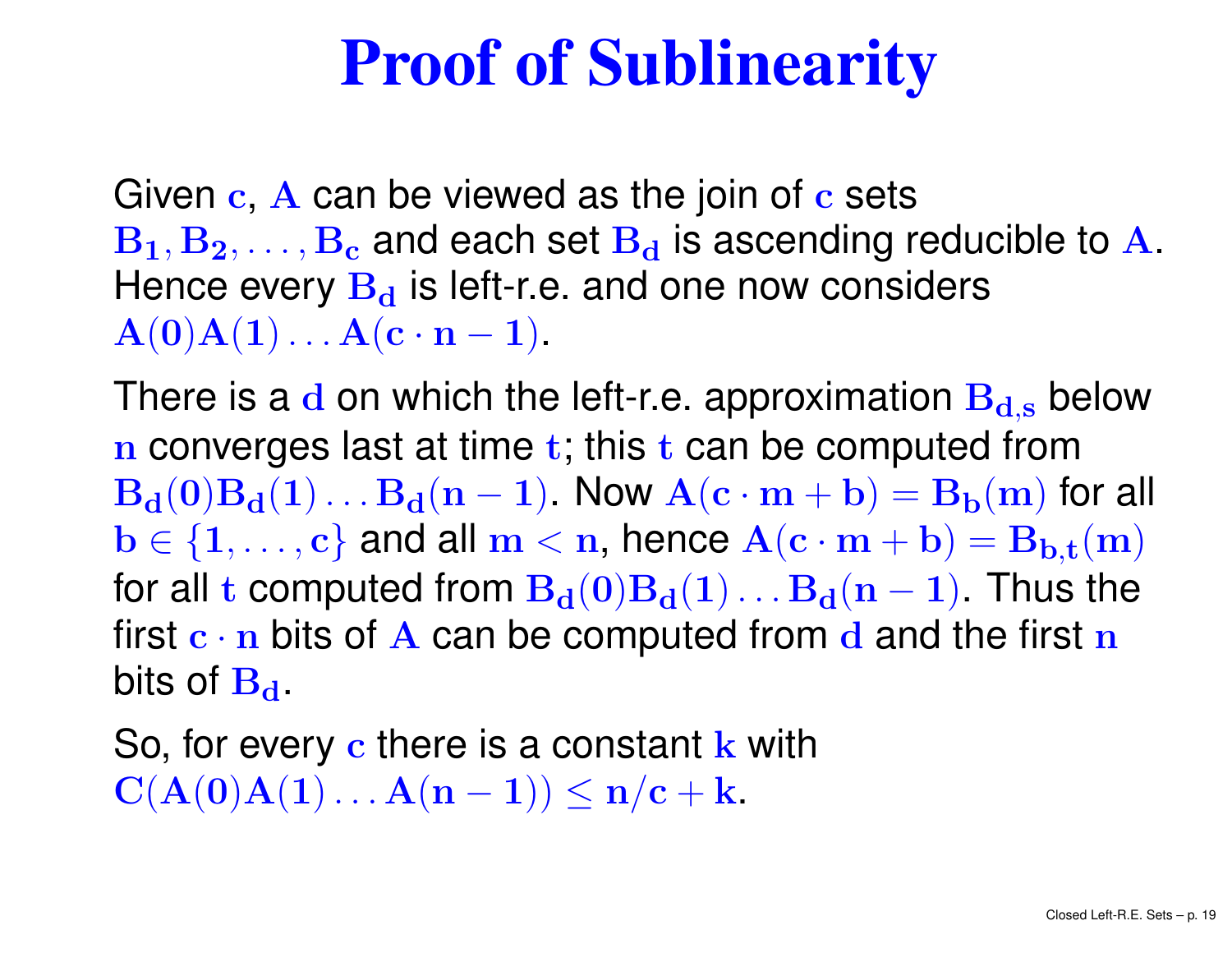# Proof of Sublinearity

Given $c$, $A$ can be viewed as the join of $c$ sets $B_1, B_2, \ldots, B_c$ and each set $B_d$ is ascending reducible to $A$. Hence every $B_d$ is left-r.e. and one now considers $A(0)A(1)\ldots A(c \cdot n - 1)$.

There is a $d$ on which the left-r.e. approximation $B_{d,s}$ below $n$ converges last at time $t$; this $t$ can be computed from $B_d(0)B_d(1)\ldots B_d(n-1)$. Now $A(c \cdot m + b) = B_b(m)$ for all $b \in \{1, \ldots, c\}$ and all $m < n$, hence $A(c \cdot m + b) = B_{b,t}(m)$ for all $t$ computed from $B_d(0)B_d(1)\ldots B_d(n-1)$. Thus the first $c \cdot n$ bits of $A$ can be computed from $d$ and the first $n$ bits of $B_d$.

So, for every $c$ there is a constant $k$ with $C(A(0)A(1)\ldots A(n-1)) \leq n/c + k$.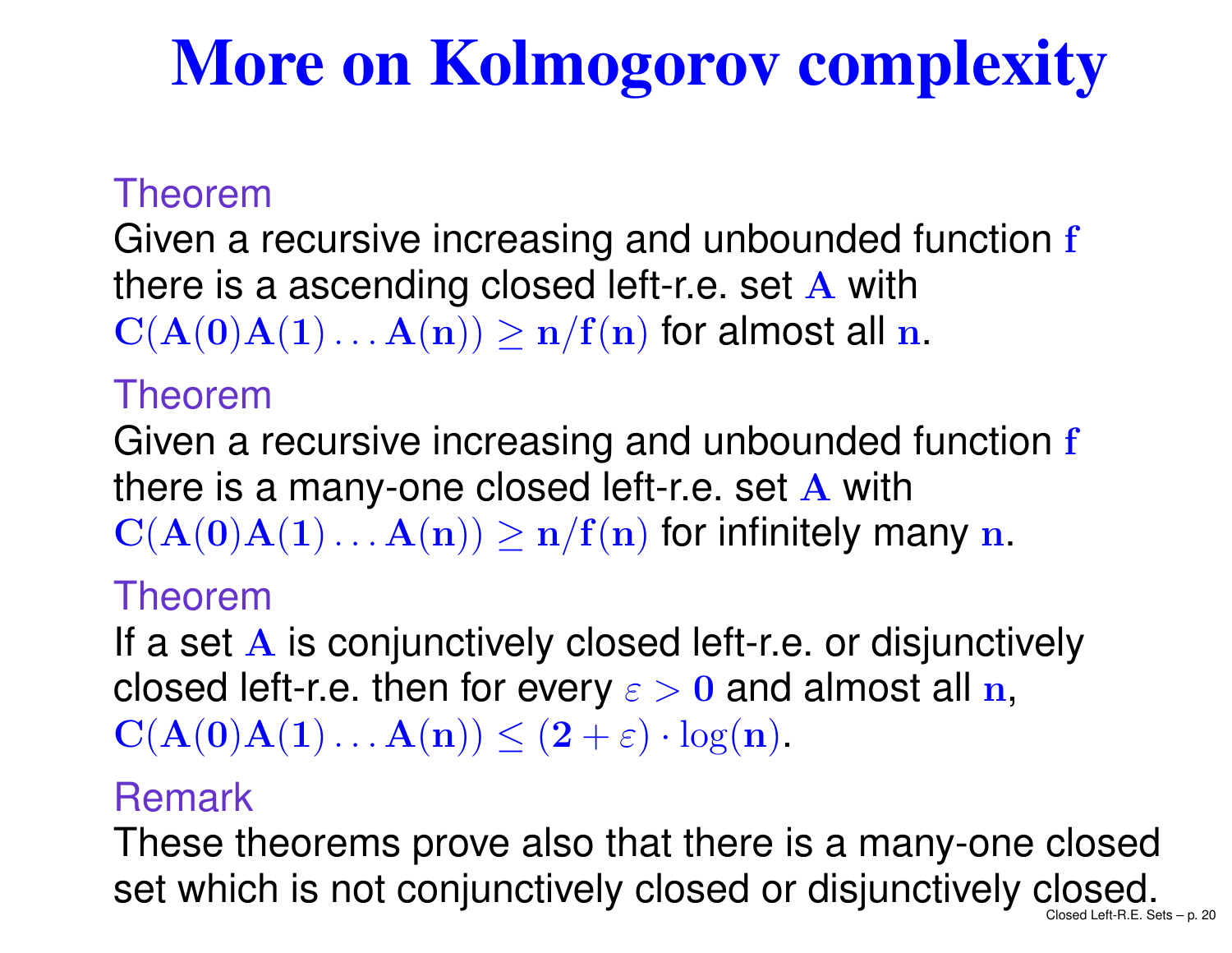# More on Kolmogorov complexity

**Theorem**

Given a recursive increasing and unbounded function $f$ there is a ascending closed left-r.e. set $A$ with $C(A(0)A(1)\ldots A(n)) \geq n/f(n)$ for almost all $n$.

**Theorem**

Given a recursive increasing and unbounded function $f$ there is a many-one closed left-r.e. set $A$ with $C(A(0)A(1)\ldots A(n)) \geq n/f(n)$ for infinitely many $n$.

**Theorem**

If a set $A$ is conjunctively closed left-r.e. or disjunctively closed left-r.e. then for every $\varepsilon > 0$ and almost all $n$, $C(A(0)A(1)\ldots A(n)) \leq (2+\varepsilon) \cdot \log(n)$.

**Remark**

These theorems prove also that there is a many-one closed set which is not conjunctively closed or disjunctively closed.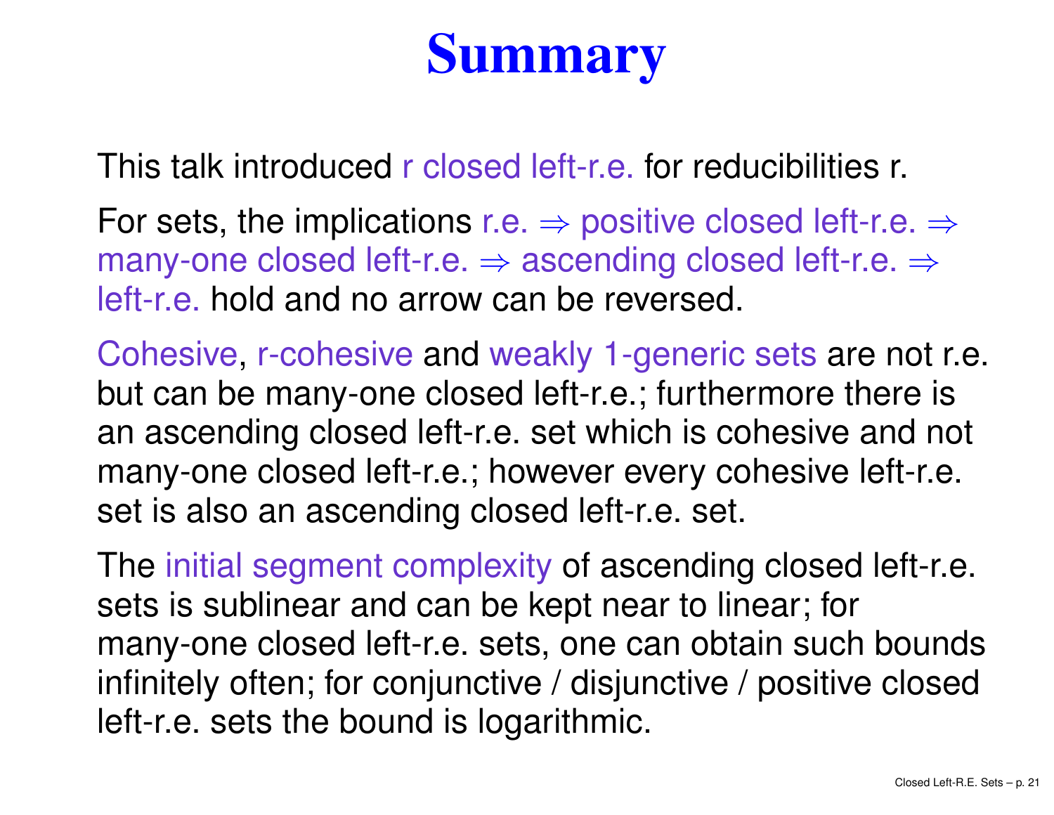# Summary

This talk introduced r closed left-r.e. for reducibilities r.

For sets, the implications r.e. $\Rightarrow$ positive closed left-r.e. $\Rightarrow$ many-one closed left-r.e. $\Rightarrow$ ascending closed left-r.e. $\Rightarrow$ left-r.e. hold and no arrow can be reversed.

Cohesive, r-cohesive and weakly 1-generic sets are not r.e. but can be many-one closed left-r.e.; furthermore there is an ascending closed left-r.e. set which is cohesive and not many-one closed left-r.e.; however every cohesive left-r.e. set is also an ascending closed left-r.e. set.

The initial segment complexity of ascending closed left-r.e. sets is sublinear and can be kept near to linear; for many-one closed left-r.e. sets, one can obtain such bounds infinitely often; for conjunctive / disjunctive / positive closed left-r.e. sets the bound is logarithmic.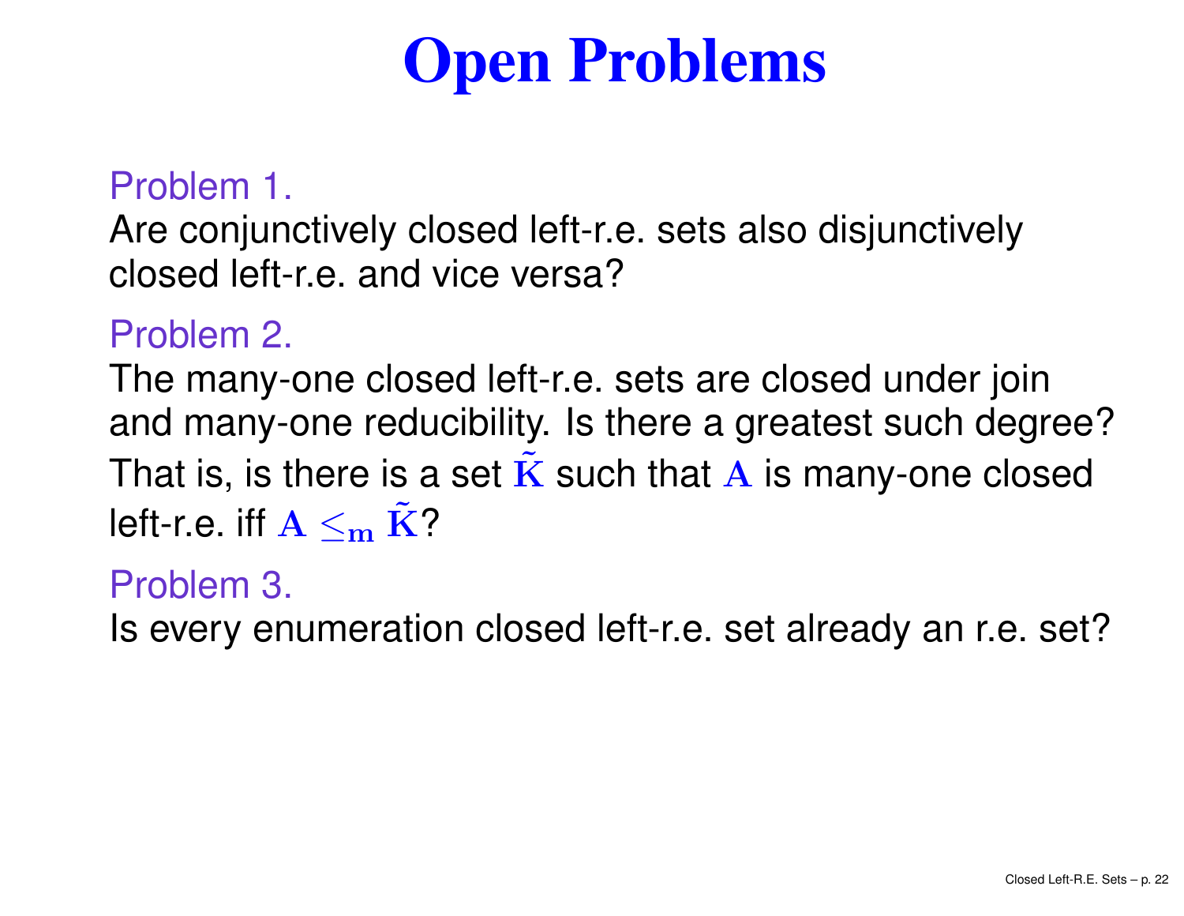# Open Problems

Problem 1.
Are conjunctively closed left-r.e. sets also disjunctively closed left-r.e. and vice versa?

Problem 2.
The many-one closed left-r.e. sets are closed under join and many-one reducibility. Is there a greatest such degree? That is, is there is a set $\tilde{K}$ such that $A$ is many-one closed left-r.e. iff $A \leq_m \tilde{K}$?

Problem 3.
Is every enumeration closed left-r.e. set already an r.e. set?